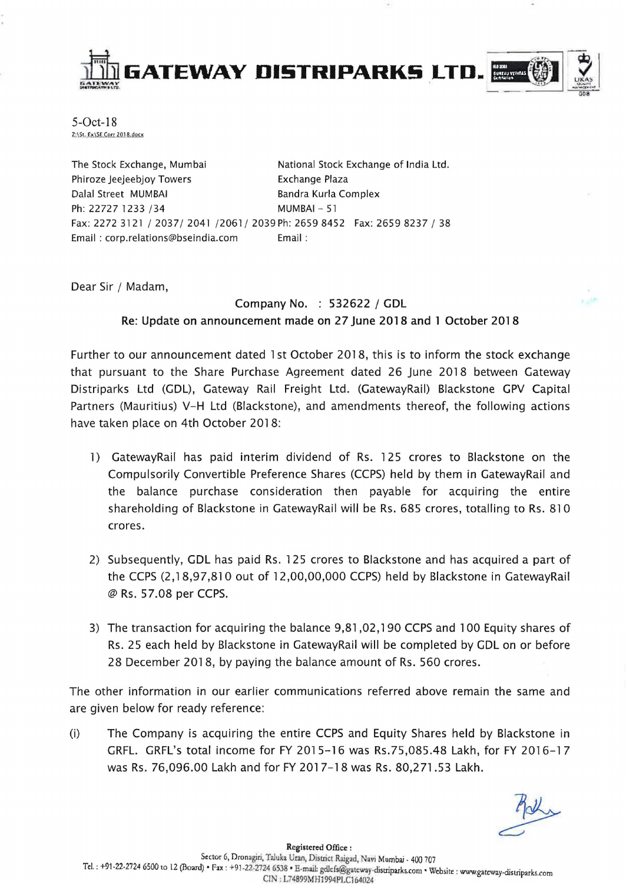# GATEWAY DISTRIPARKS LTD.

5-Oct-18
Z:\St. Ex\SE Corr 2018.docx

The Stock Exchange, Mumbai
Phiroze Jeejeebjoy Towers
Dalal Street MUMBAI
Ph: 22727 1233 /34
Fax: 2272 3121 / 2037/ 2041 /2061/ 2039
Email : corp.relations@bseindia.com

National Stock Exchange of India Ltd.
Exchange Plaza
Bandra Kurla Complex
MUMBAI – 51
Ph: 2659 8452 Fax: 2659 8237 / 38
Email :

Dear Sir / Madam,

Company No. : 532622 / GDL

**Re: Update on announcement made on 27 June 2018 and 1 October 2018**

Further to our announcement dated 1st October 2018, this is to inform the stock exchange that pursuant to the Share Purchase Agreement dated 26 June 2018 between Gateway Distriparks Ltd (GDL), Gateway Rail Freight Ltd. (GatewayRail) Blackstone GPV Capital Partners (Mauritius) V-H Ltd (Blackstone), and amendments thereof, the following actions have taken place on 4th October 2018:

1) GatewayRail has paid interim dividend of Rs. 125 crores to Blackstone on the Compulsorily Convertible Preference Shares (CCPS) held by them in GatewayRail and the balance purchase consideration then payable for acquiring the entire shareholding of Blackstone in GatewayRail will be Rs. 685 crores, totalling to Rs. 810 crores.

2) Subsequently, GDL has paid Rs. 125 crores to Blackstone and has acquired a part of the CCPS (2,18,97,810 out of 12,00,00,000 CCPS) held by Blackstone in GatewayRail @ Rs. 57.08 per CCPS.

3) The transaction for acquiring the balance 9,81,02,190 CCPS and 100 Equity shares of Rs. 25 each held by Blackstone in GatewayRail will be completed by GDL on or before 28 December 2018, by paying the balance amount of Rs. 560 crores.

The other information in our earlier communications referred above remain the same and are given below for ready reference:

(i) The Company is acquiring the entire CCPS and Equity Shares held by Blackstone in GRFL. GRFL's total income for FY 2015-16 was Rs.75,085.48 Lakh, for FY 2016-17 was Rs. 76,096.00 Lakh and for FY 2017-18 was Rs. 80,271.53 Lakh.

**Registered Office :**
Sector 6, Dronagiri, Taluka Uran, District Raigad, Navi Mumbai - 400 707
Tel. : +91-22-2724 6500 to 12 (Board) • Fax : +91-22-2724 6538 • E-mail: gdlcfs@gateway-distriparks.com • Website : www.gateway-distriparks.com
CIN : L74899MH1994PLC164024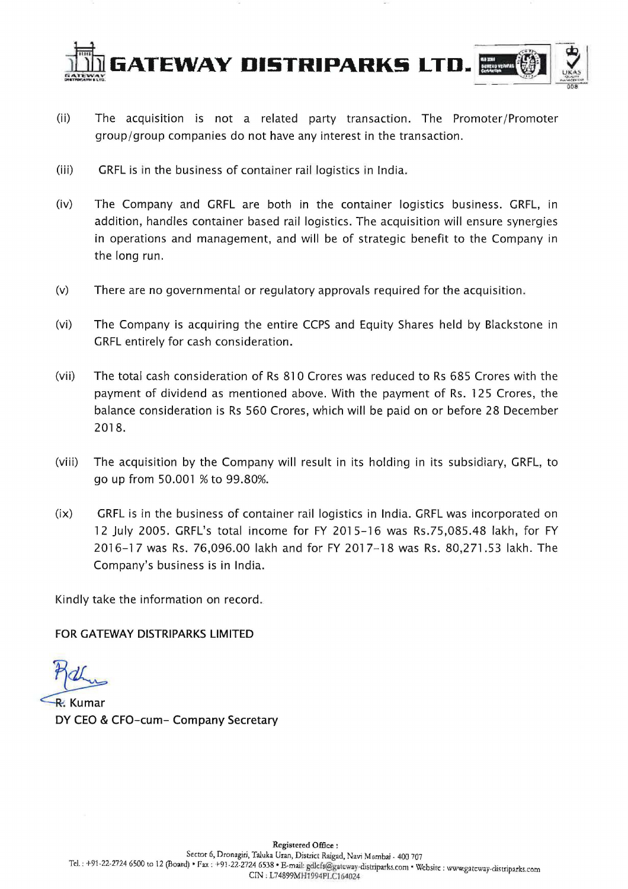(ii) The acquisition is not a related party transaction. The Promoter/Promoter group/group companies do not have any interest in the transaction.

(iii) GRFL is in the business of container rail logistics in India.

(iv) The Company and GRFL are both in the container logistics business. GRFL, in addition, handles container based rail logistics. The acquisition will ensure synergies in operations and management, and will be of strategic benefit to the Company in the long run.

(v) There are no governmental or regulatory approvals required for the acquisition.

(vi) The Company is acquiring the entire CCPS and Equity Shares held by Blackstone in GRFL entirely for cash consideration.

(vii) The total cash consideration of Rs 810 Crores was reduced to Rs 685 Crores with the payment of dividend as mentioned above. With the payment of Rs. 125 Crores, the balance consideration is Rs 560 Crores, which will be paid on or before 28 December 2018.

(viii) The acquisition by the Company will result in its holding in its subsidiary, GRFL, to go up from 50.001 % to 99.80%.

(ix) GRFL is in the business of container rail logistics in India. GRFL was incorporated on 12 July 2005. GRFL's total income for FY 2015-16 was Rs.75,085.48 lakh, for FY 2016-17 was Rs. 76,096.00 lakh and for FY 2017-18 was Rs. 80,271.53 lakh. The Company's business is in India.

Kindly take the information on record.

FOR GATEWAY DISTRIPARKS LIMITED

R. Kumar
DY CEO & CFO-cum- Company Secretary

**Registered Office :**
Sector 6, Dronagiri, Taluka Uran, District Raigad, Navi Mumbai - 400 707
Tel. : +91-22-2724 6500 to 12 (Board) • Fax : +91-22-2724 6538 • E-mail: gdlcfs@gateway-distriparks.com • Website : www.gateway-distriparks.com
CIN : L74899MH1994PLC164024